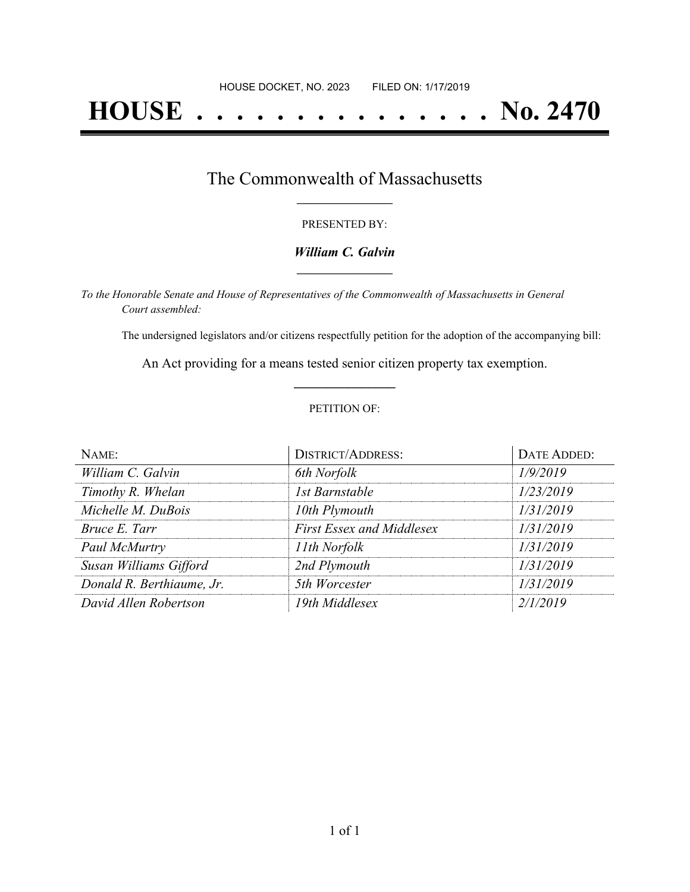HOUSE DOCKET, NO. 2023 FILED ON: 1/17/2019

# HOUSE . . . . . . . . . . . . . . . No. 2470

## The Commonwealth of Massachusetts

PRESENTED BY:

***William C. Galvin***

*To the Honorable Senate and House of Representatives of the Commonwealth of Massachusetts in General Court assembled:*

The undersigned legislators and/or citizens respectfully petition for the adoption of the accompanying bill:

An Act providing for a means tested senior citizen property tax exemption.

PETITION OF:

| NAME: | DISTRICT/ADDRESS: | DATE ADDED: |
| --- | --- | --- |
| *William C. Galvin* | *6th Norfolk* | *1/9/2019* |
| *Timothy R. Whelan* | *1st Barnstable* | *1/23/2019* |
| *Michelle M. DuBois* | *10th Plymouth* | *1/31/2019* |
| *Bruce E. Tarr* | *First Essex and Middlesex* | *1/31/2019* |
| *Paul McMurtry* | *11th Norfolk* | *1/31/2019* |
| *Susan Williams Gifford* | *2nd Plymouth* | *1/31/2019* |
| *Donald R. Berthiaume, Jr.* | *5th Worcester* | *1/31/2019* |
| *David Allen Robertson* | *19th Middlesex* | *2/1/2019* |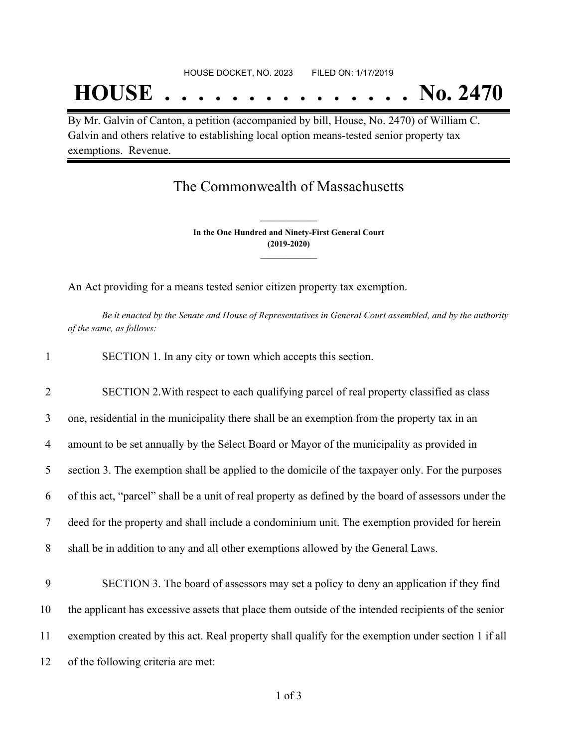HOUSE DOCKET, NO. 2023 FILED ON: 1/17/2019

# HOUSE . . . . . . . . . . . . . . . No. 2470

By Mr. Galvin of Canton, a petition (accompanied by bill, House, No. 2470) of William C. Galvin and others relative to establishing local option means-tested senior property tax exemptions. Revenue.

## The Commonwealth of Massachusetts

**In the One Hundred and Ninety-First General Court (2019-2020)**

An Act providing for a means tested senior citizen property tax exemption.

*Be it enacted by the Senate and House of Representatives in General Court assembled, and by the authority of the same, as follows:*

1 SECTION 1. In any city or town which accepts this section.

2 SECTION 2.With respect to each qualifying parcel of real property classified as class
3 one, residential in the municipality there shall be an exemption from the property tax in an
4 amount to be set annually by the Select Board or Mayor of the municipality as provided in
5 section 3. The exemption shall be applied to the domicile of the taxpayer only. For the purposes
6 of this act, "parcel" shall be a unit of real property as defined by the board of assessors under the
7 deed for the property and shall include a condominium unit. The exemption provided for herein
8 shall be in addition to any and all other exemptions allowed by the General Laws.

9 SECTION 3. The board of assessors may set a policy to deny an application if they find
10 the applicant has excessive assets that place them outside of the intended recipients of the senior
11 exemption created by this act. Real property shall qualify for the exemption under section 1 if all
12 of the following criteria are met: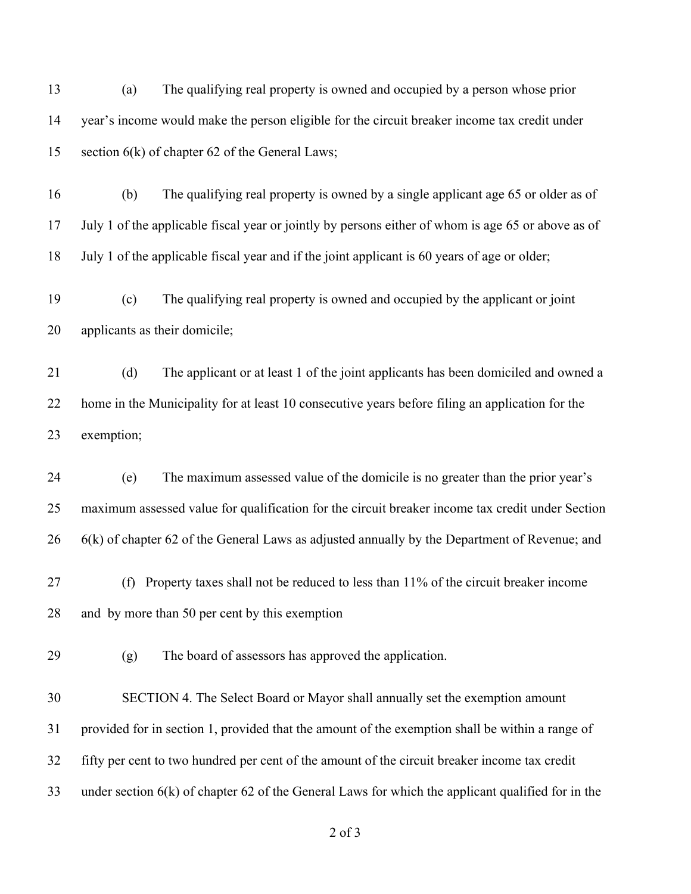(a) The qualifying real property is owned and occupied by a person whose prior year's income would make the person eligible for the circuit breaker income tax credit under section 6(k) of chapter 62 of the General Laws;

(b) The qualifying real property is owned by a single applicant age 65 or older as of July 1 of the applicable fiscal year or jointly by persons either of whom is age 65 or above as of July 1 of the applicable fiscal year and if the joint applicant is 60 years of age or older;

(c) The qualifying real property is owned and occupied by the applicant or joint applicants as their domicile;

(d) The applicant or at least 1 of the joint applicants has been domiciled and owned a home in the Municipality for at least 10 consecutive years before filing an application for the exemption;

(e) The maximum assessed value of the domicile is no greater than the prior year's maximum assessed value for qualification for the circuit breaker income tax credit under Section 6(k) of chapter 62 of the General Laws as adjusted annually by the Department of Revenue; and

(f) Property taxes shall not be reduced to less than 11% of the circuit breaker income and by more than 50 per cent by this exemption

(g) The board of assessors has approved the application.

SECTION 4. The Select Board or Mayor shall annually set the exemption amount provided for in section 1, provided that the amount of the exemption shall be within a range of fifty per cent to two hundred per cent of the amount of the circuit breaker income tax credit under section 6(k) of chapter 62 of the General Laws for which the applicant qualified for in the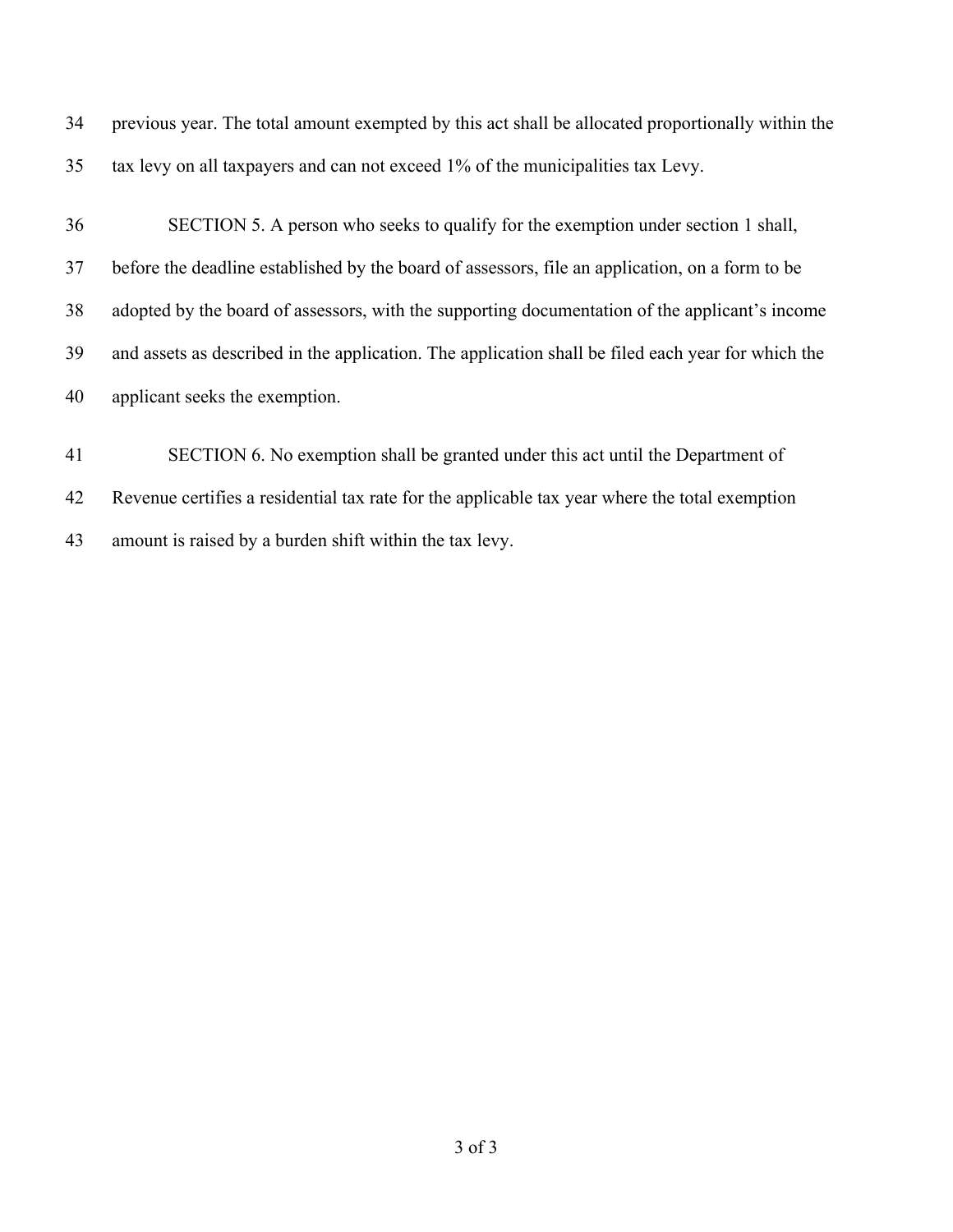previous year. The total amount exempted by this act shall be allocated proportionally within the tax levy on all taxpayers and can not exceed 1% of the municipalities tax Levy.

SECTION 5. A person who seeks to qualify for the exemption under section 1 shall, before the deadline established by the board of assessors, file an application, on a form to be adopted by the board of assessors, with the supporting documentation of the applicant's income and assets as described in the application. The application shall be filed each year for which the applicant seeks the exemption.

SECTION 6. No exemption shall be granted under this act until the Department of Revenue certifies a residential tax rate for the applicable tax year where the total exemption amount is raised by a burden shift within the tax levy.